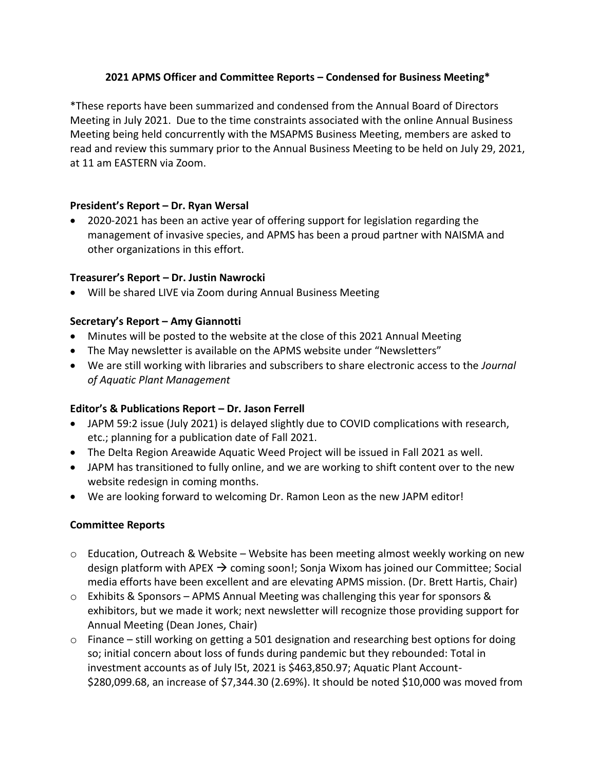# 2021 APMS Officer and Committee Reports – Condensed for Business Meeting*

*These reports have been summarized and condensed from the Annual Board of Directors Meeting in July 2021. Due to the time constraints associated with the online Annual Business Meeting being held concurrently with the MSAPMS Business Meeting, members are asked to read and review this summary prior to the Annual Business Meeting to be held on July 29, 2021, at 11 am EASTERN via Zoom.

## President's Report – Dr. Ryan Wersal

- 2020-2021 has been an active year of offering support for legislation regarding the management of invasive species, and APMS has been a proud partner with NAISMA and other organizations in this effort.

## Treasurer's Report – Dr. Justin Nawrocki

- Will be shared LIVE via Zoom during Annual Business Meeting

## Secretary's Report – Amy Giannotti

- Minutes will be posted to the website at the close of this 2021 Annual Meeting
- The May newsletter is available on the APMS website under "Newsletters"
- We are still working with libraries and subscribers to share electronic access to the *Journal of Aquatic Plant Management*

## Editor's & Publications Report – Dr. Jason Ferrell

- JAPM 59:2 issue (July 2021) is delayed slightly due to COVID complications with research, etc.; planning for a publication date of Fall 2021.
- The Delta Region Areawide Aquatic Weed Project will be issued in Fall 2021 as well.
- JAPM has transitioned to fully online, and we are working to shift content over to the new website redesign in coming months.
- We are looking forward to welcoming Dr. Ramon Leon as the new JAPM editor!

## Committee Reports

- Education, Outreach & Website – Website has been meeting almost weekly working on new design platform with APEX → coming soon!; Sonja Wixom has joined our Committee; Social media efforts have been excellent and are elevating APMS mission. (Dr. Brett Hartis, Chair)
- Exhibits & Sponsors – APMS Annual Meeting was challenging this year for sponsors & exhibitors, but we made it work; next newsletter will recognize those providing support for Annual Meeting (Dean Jones, Chair)
- Finance – still working on getting a 501 designation and researching best options for doing so; initial concern about loss of funds during pandemic but they rebounded: Total in investment accounts as of July l5t, 2021 is $463,850.97; Aquatic Plant Account- $280,099.68, an increase of $7,344.30 (2.69%). It should be noted $10,000 was moved from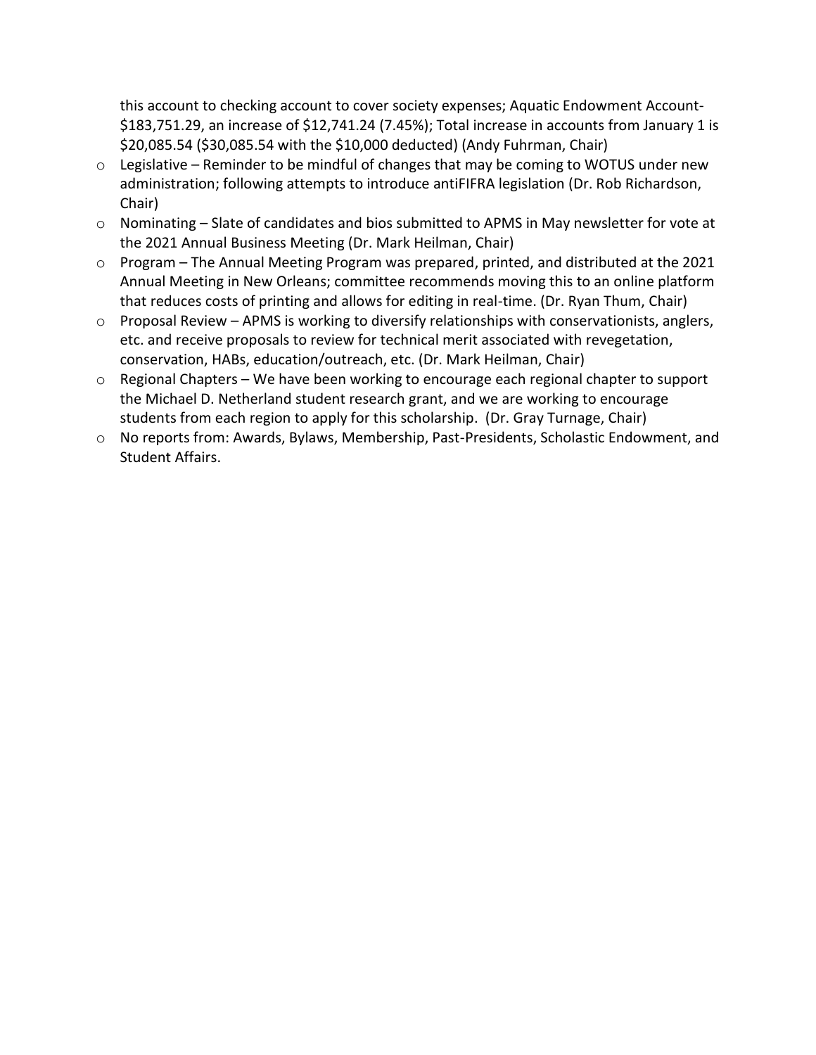this account to checking account to cover society expenses; Aquatic Endowment Account- $183,751.29, an increase of $12,741.24 (7.45%); Total increase in accounts from January 1 is $20,085.54 ($30,085.54 with the $10,000 deducted) (Andy Fuhrman, Chair)

- Legislative – Reminder to be mindful of changes that may be coming to WOTUS under new administration; following attempts to introduce antiFIFRA legislation (Dr. Rob Richardson, Chair)
- Nominating – Slate of candidates and bios submitted to APMS in May newsletter for vote at the 2021 Annual Business Meeting (Dr. Mark Heilman, Chair)
- Program – The Annual Meeting Program was prepared, printed, and distributed at the 2021 Annual Meeting in New Orleans; committee recommends moving this to an online platform that reduces costs of printing and allows for editing in real-time. (Dr. Ryan Thum, Chair)
- Proposal Review – APMS is working to diversify relationships with conservationists, anglers, etc. and receive proposals to review for technical merit associated with revegetation, conservation, HABs, education/outreach, etc. (Dr. Mark Heilman, Chair)
- Regional Chapters – We have been working to encourage each regional chapter to support the Michael D. Netherland student research grant, and we are working to encourage students from each region to apply for this scholarship. (Dr. Gray Turnage, Chair)
- No reports from: Awards, Bylaws, Membership, Past-Presidents, Scholastic Endowment, and Student Affairs.